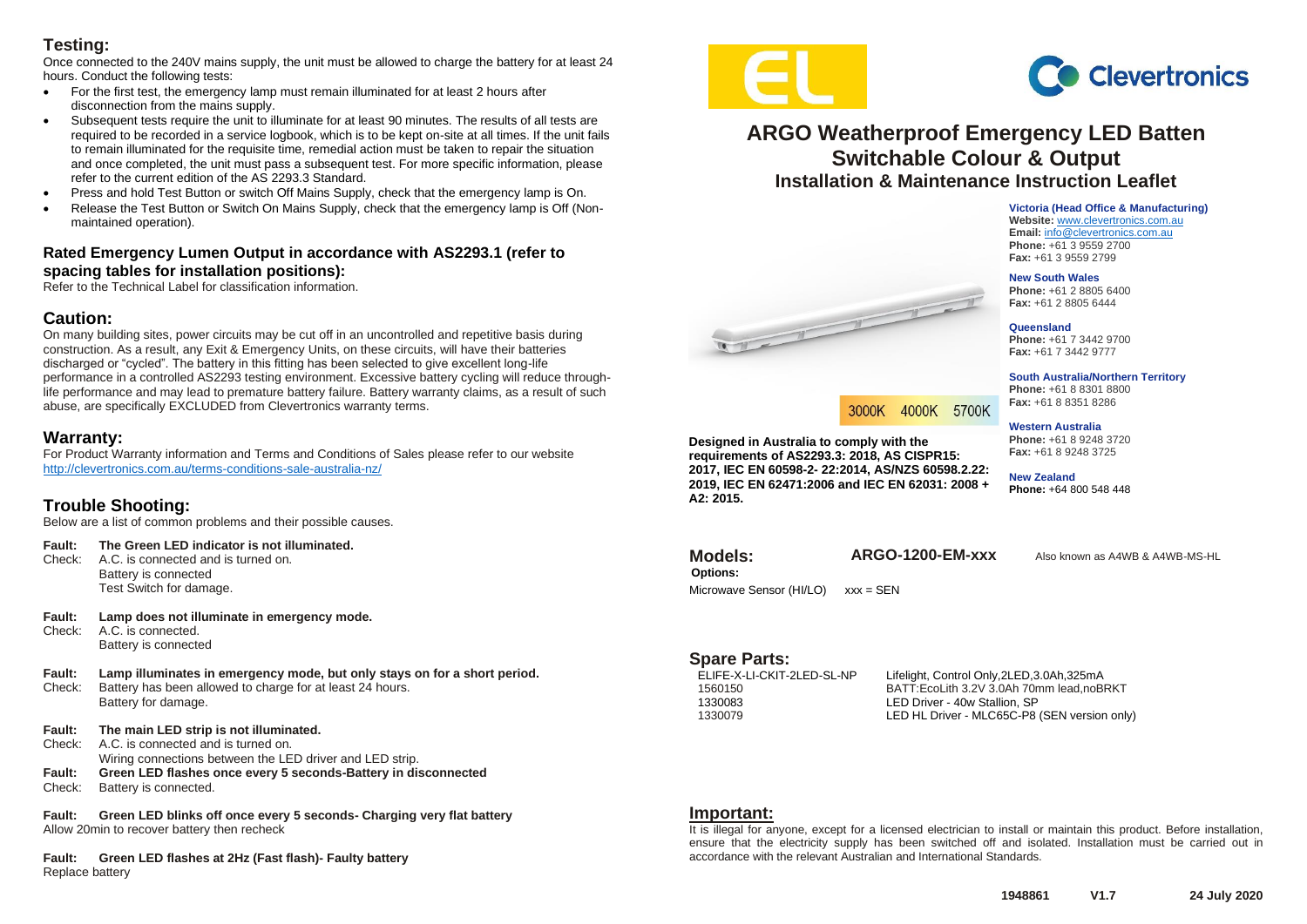## Testing:

Once connected to the 240V mains supply, the unit must be allowed to charge the battery for at least 24 hours. Conduct the following tests:

- For the first test, the emergency lamp must remain illuminated for at least 2 hours after disconnection from the mains supply.
- Subsequent tests require the unit to illuminate for at least 90 minutes. The results of all tests are required to be recorded in a service logbook, which is to be kept on-site at all times. If the unit fails to remain illuminated for the requisite time, remedial action must be taken to repair the situation and once completed, the unit must pass a subsequent test. For more specific information, please refer to the current edition of the AS 2293.3 Standard.
- Press and hold Test Button or switch Off Mains Supply, check that the emergency lamp is On.
- Release the Test Button or Switch On Mains Supply, check that the emergency lamp is Off (Non-maintained operation).

### Rated Emergency Lumen Output in accordance with AS2293.1 (refer to spacing tables for installation positions):

Refer to the Technical Label for classification information.

## Caution:

On many building sites, power circuits may be cut off in an uncontrolled and repetitive basis during construction. As a result, any Exit & Emergency Units, on these circuits, will have their batteries discharged or "cycled". The battery in this fitting has been selected to give excellent long-life performance in a controlled AS2293 testing environment. Excessive battery cycling will reduce through-life performance and may lead to premature battery failure. Battery warranty claims, as a result of such abuse, are specifically EXCLUDED from Clevertronics warranty terms.

## Warranty:

For Product Warranty information and Terms and Conditions of Sales please refer to our website http://clevertronics.com.au/terms-conditions-sale-australia-nz/

## Trouble Shooting:

Below are a list of common problems and their possible causes.

**Fault: The Green LED indicator is not illuminated.**
Check: A.C. is connected and is turned on.
Battery is connected
Test Switch for damage.

**Fault: Lamp does not illuminate in emergency mode.**
Check: A.C. is connected.
Battery is connected

**Fault: Lamp illuminates in emergency mode, but only stays on for a short period.**
Check: Battery has been allowed to charge for at least 24 hours.
Battery for damage.

**Fault: The main LED strip is not illuminated.**
Check: A.C. is connected and is turned on.
Wiring connections between the LED driver and LED strip.

**Fault: Green LED flashes once every 5 seconds-Battery in disconnected**
Check: Battery is connected.

**Fault: Green LED blinks off once every 5 seconds- Charging very flat battery**
Allow 20min to recover battery then recheck

**Fault: Green LED flashes at 2Hz (Fast flash)- Faulty battery**
Replace battery

EL

Clevertronics

# ARGO Weatherproof Emergency LED Batten Switchable Colour & Output
## Installation & Maintenance Instruction Leaflet

3000K 4000K 5700K

**Designed in Australia to comply with the requirements of AS2293.3: 2018, AS CISPR15: 2017, IEC EN 60598-2- 22:2014, AS/NZS 60598.2.22: 2019, IEC EN 62471:2006 and IEC EN 62031: 2008 + A2: 2015.**

**Victoria (Head Office & Manufacturing)**
**Website:** www.clevertronics.com.au
**Email:** info@clevertronics.com.au
**Phone:** +61 3 9559 2700
**Fax:** +61 3 9559 2799

**New South Wales**
**Phone:** +61 2 8805 6400
**Fax:** +61 2 8805 6444

**Queensland**
**Phone:** +61 7 3442 9700
**Fax:** +61 7 3442 9777

**South Australia/Northern Territory**
**Phone:** +61 8 8301 8800
**Fax:** +61 8 8351 8286

**Western Australia**
**Phone:** +61 8 9248 3720
**Fax:** +61 8 9248 3725

**New Zealand**
**Phone:** +64 800 548 448

## Models: ARGO-1200-EM-xxx

Also known as A4WB & A4WB-MS-HL

**Options:**
Microwave Sensor (HI/LO) xxx = SEN

## Spare Parts:

| | |
|---|---|
| ELIFE-X-LI-CKIT-2LED-SL-NP | Lifelight, Control Only,2LED,3.0Ah,325mA |
| 1560150 | BATT:EcoLith 3.2V 3.0Ah 70mm lead,noBRKT |
| 1330083 | LED Driver - 40w Stallion, SP |
| 1330079 | LED HL Driver - MLC65C-P8 (SEN version only) |

## Important:

It is illegal for anyone, except for a licensed electrician to install or maintain this product. Before installation, ensure that the electricity supply has been switched off and isolated. Installation must be carried out in accordance with the relevant Australian and International Standards.

1948861 V1.7 24 July 2020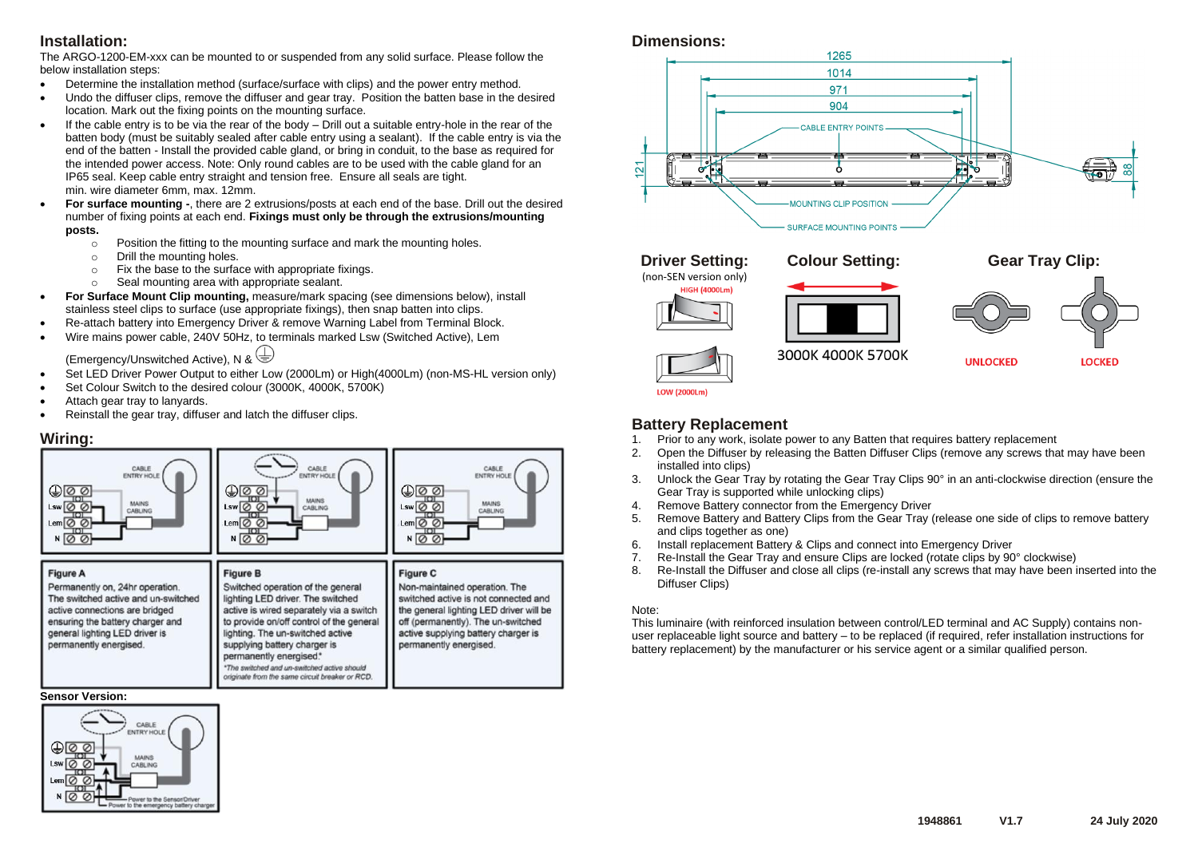## Installation:

The ARGO-1200-EM-xxx can be mounted to or suspended from any solid surface. Please follow the below installation steps:

- Determine the installation method (surface/surface with clips) and the power entry method.
- Undo the diffuser clips, remove the diffuser and gear tray. Position the batten base in the desired location. Mark out the fixing points on the mounting surface.
- If the cable entry is to be via the rear of the body – Drill out a suitable entry-hole in the rear of the batten body (must be suitably sealed after cable entry using a sealant). If the cable entry is via the end of the batten - Install the provided cable gland, or bring in conduit, to the base as required for the intended power access. Note: Only round cables are to be used with the cable gland for an IP65 seal. Keep cable entry straight and tension free. Ensure all seals are tight.
  min. wire diameter 6mm, max. 12mm.
- **For surface mounting -**, there are 2 extrusions/posts at each end of the base. Drill out the desired number of fixing points at each end. **Fixings must only be through the extrusions/mounting posts.**
  - Position the fitting to the mounting surface and mark the mounting holes.
  - Drill the mounting holes.
  - Fix the base to the surface with appropriate fixings.
  - Seal mounting area with appropriate sealant.
- **For Surface Mount Clip mounting,** measure/mark spacing (see dimensions below), install stainless steel clips to surface (use appropriate fixings), then snap batten into clips.
- Re-attach battery into Emergency Driver & remove Warning Label from Terminal Block.
- Wire mains power cable, 240V 50Hz, to terminals marked Lsw (Switched Active), Lem (Emergency/Unswitched Active), N & ⏚
- Set LED Driver Power Output to either Low (2000Lm) or High(4000Lm) (non-MS-HL version only)
- Set Colour Switch to the desired colour (3000K, 4000K, 5700K)
- Attach gear tray to lanyards.
- Reinstall the gear tray, diffuser and latch the diffuser clips.

## Wiring:

CABLE ENTRY HOLE
MAINS CABLING
Lsw
Lem
N

**Figure A**
Permanently on, 24hr operation. The switched active and un-switched active connections are bridged ensuring the battery charger and general lighting LED driver is permanently energised.

**Figure B**
Switched operation of the general lighting LED driver. The switched active is wired separately via a switch to provide on/off control of the general lighting. The un-switched active supplying battery charger is permanently energised.*
*The switched and un-switched active should originate from the same circuit breaker or RCD.

**Figure C**
Non-maintained operation. The switched active is not connected and the general lighting LED driver will be off (permanently). The un-switched active supplying battery charger is permanently energised.

**Sensor Version:**

CABLE ENTRY HOLE
MAINS CABLING
Lsw
Lem
N
Power to the Sensor/Driver
Power to the emergency battery charger

## Dimensions:

1265
1014
971
904
CABLE ENTRY POINTS
121
88
MOUNTING CLIP POSITION
SURFACE MOUNTING POINTS

**Driver Setting:**
(non-SEN version only)
HIGH (4000Lm)
LOW (2000Lm)

**Colour Setting:**
3000K 4000K 5700K

**Gear Tray Clip:**
UNLOCKED
LOCKED

## Battery Replacement

1. Prior to any work, isolate power to any Batten that requires battery replacement
2. Open the Diffuser by releasing the Batten Diffuser Clips (remove any screws that may have been installed into clips)
3. Unlock the Gear Tray by rotating the Gear Tray Clips 90° in an anti-clockwise direction (ensure the Gear Tray is supported while unlocking clips)
4. Remove Battery connector from the Emergency Driver
5. Remove Battery and Battery Clips from the Gear Tray (release one side of clips to remove battery and clips together as one)
6. Install replacement Battery & Clips and connect into Emergency Driver
7. Re-Install the Gear Tray and ensure Clips are locked (rotate clips by 90° clockwise)
8. Re-Install the Diffuser and close all clips (re-install any screws that may have been inserted into the Diffuser Clips)

Note:
This luminaire (with reinforced insulation between control/LED terminal and AC Supply) contains non-user replaceable light source and battery – to be replaced (if required, refer installation instructions for battery replacement) by the manufacturer or his service agent or a similar qualified person.

1948861 V1.7 24 July 2020